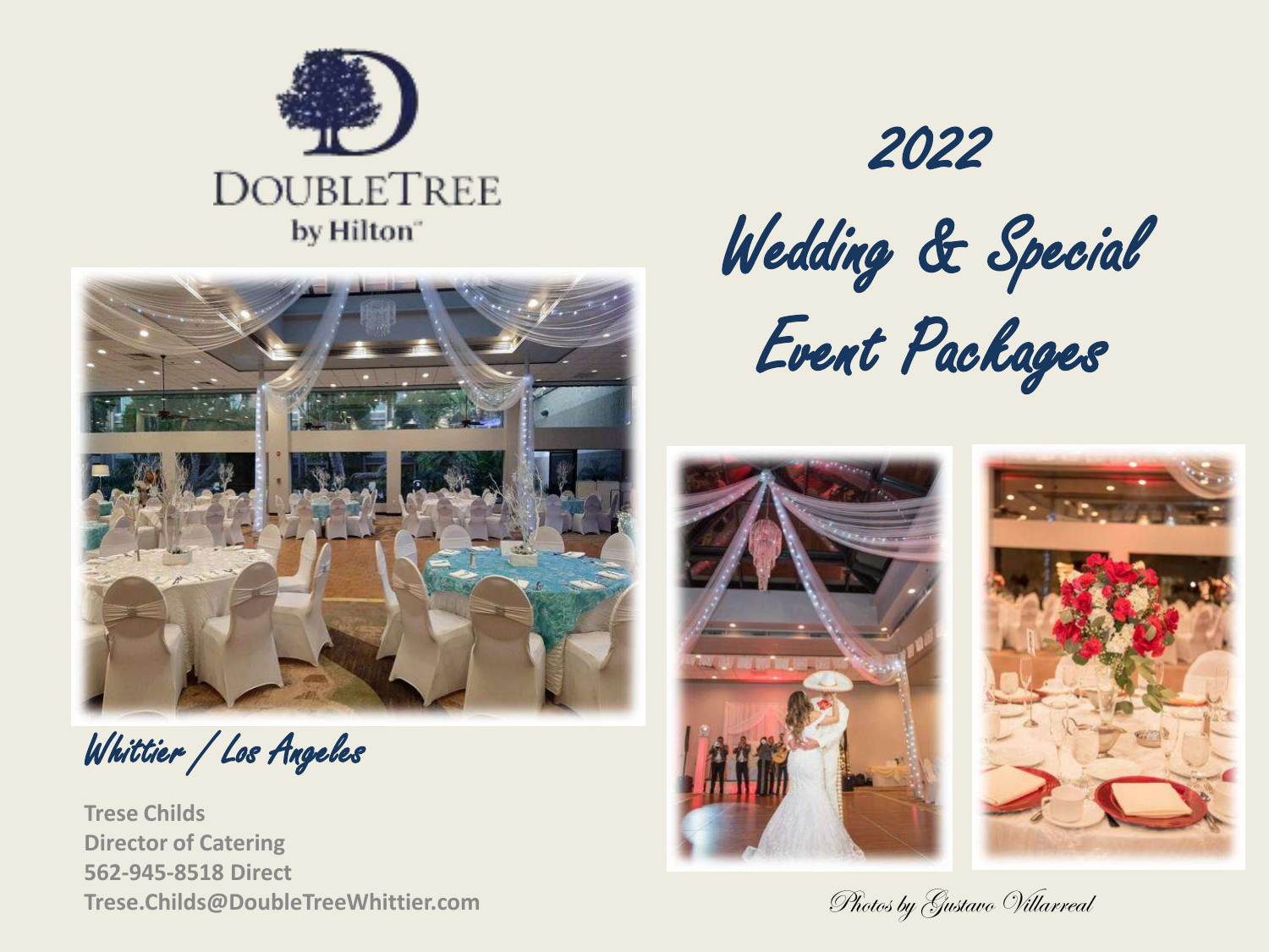DOUBLETREE
by Hilton

# 2022 Wedding & Special Event Packages

*Whittier / Los Angeles*

**Trese Childs**
**Director of Catering**
**562-945-8518 Direct**
**Trese.Childs@DoubleTreeWhittier.com**

*Photos by Gustavo Villarreal*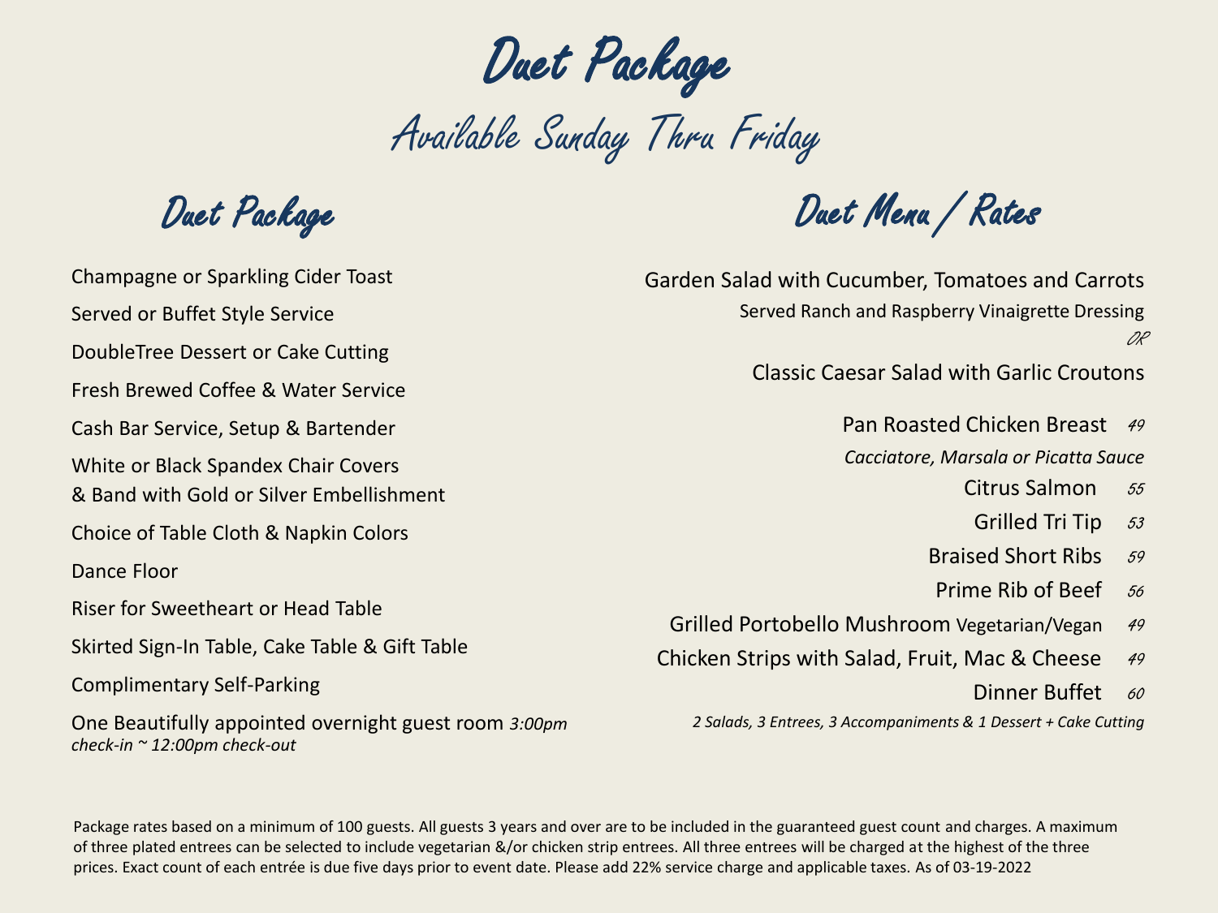# Duet Package

## Available Sunday Thru Friday

### Duet Package

- Champagne or Sparkling Cider Toast
- Served or Buffet Style Service
- DoubleTree Dessert or Cake Cutting
- Fresh Brewed Coffee & Water Service
- Cash Bar Service, Setup & Bartender
- White or Black Spandex Chair Covers & Band with Gold or Silver Embellishment
- Choice of Table Cloth & Napkin Colors
- Dance Floor
- Riser for Sweetheart or Head Table
- Skirted Sign-In Table, Cake Table & Gift Table
- Complimentary Self-Parking
- One Beautifully appointed overnight guest room *3:00pm check-in ~ 12:00pm check-out*

### Duet Menu / Rates

Garden Salad with Cucumber, Tomatoes and Carrots

Served Ranch and Raspberry Vinaigrette Dressing

*OR*

Classic Caesar Salad with Garlic Croutons

| Entrée | Price |
|---|---|
| Pan Roasted Chicken Breast<br>*Cacciatore, Marsala or Picatta Sauce* | 49 |
| Citrus Salmon | 55 |
| Grilled Tri Tip | 53 |
| Braised Short Ribs | 59 |
| Prime Rib of Beef | 56 |
| Grilled Portobello Mushroom Vegetarian/Vegan | 49 |
| Chicken Strips with Salad, Fruit, Mac & Cheese | 49 |
| Dinner Buffet<br>*2 Salads, 3 Entrees, 3 Accompaniments & 1 Dessert + Cake Cutting* | 60 |

Package rates based on a minimum of 100 guests. All guests 3 years and over are to be included in the guaranteed guest count and charges. A maximum of three plated entrees can be selected to include vegetarian &/or chicken strip entrees. All three entrees will be charged at the highest of the three prices. Exact count of each entrée is due five days prior to event date. Please add 22% service charge and applicable taxes. As of 03-19-2022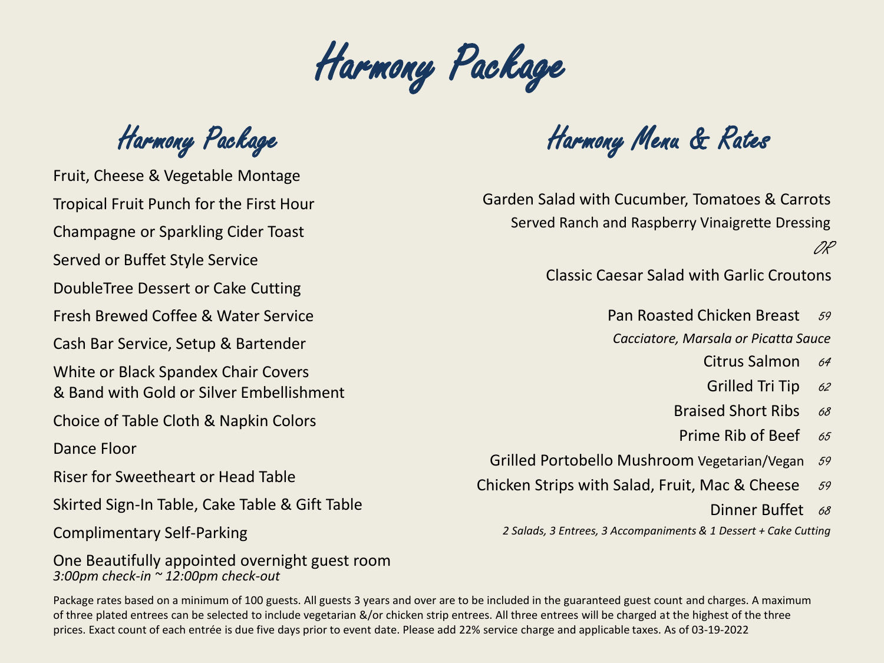# Harmony Package

## Harmony Package

Fruit, Cheese & Vegetable Montage

Tropical Fruit Punch for the First Hour

Champagne or Sparkling Cider Toast

Served or Buffet Style Service

DoubleTree Dessert or Cake Cutting

Fresh Brewed Coffee & Water Service

Cash Bar Service, Setup & Bartender

White or Black Spandex Chair Covers
& Band with Gold or Silver Embellishment

Choice of Table Cloth & Napkin Colors

Dance Floor

Riser for Sweetheart or Head Table

Skirted Sign-In Table, Cake Table & Gift Table

Complimentary Self-Parking

One Beautifully appointed overnight guest room
*3:00pm check-in ~ 12:00pm check-out*

## Harmony Menu & Rates

Garden Salad with Cucumber, Tomatoes & Carrots
Served Ranch and Raspberry Vinaigrette Dressing

*OR*

Classic Caesar Salad with Garlic Croutons

Pan Roasted Chicken Breast *59*
*Cacciatore, Marsala or Picatta Sauce*

Citrus Salmon *64*

Grilled Tri Tip *62*

Braised Short Ribs *68*

Prime Rib of Beef *65*

Grilled Portobello Mushroom Vegetarian/Vegan *59*

Chicken Strips with Salad, Fruit, Mac & Cheese *59*

Dinner Buffet *68*
*2 Salads, 3 Entrees, 3 Accompaniments & 1 Dessert + Cake Cutting*

Package rates based on a minimum of 100 guests. All guests 3 years and over are to be included in the guaranteed guest count and charges. A maximum of three plated entrees can be selected to include vegetarian &/or chicken strip entrees. All three entrees will be charged at the highest of the three prices. Exact count of each entrée is due five days prior to event date. Please add 22% service charge and applicable taxes. As of 03-19-2022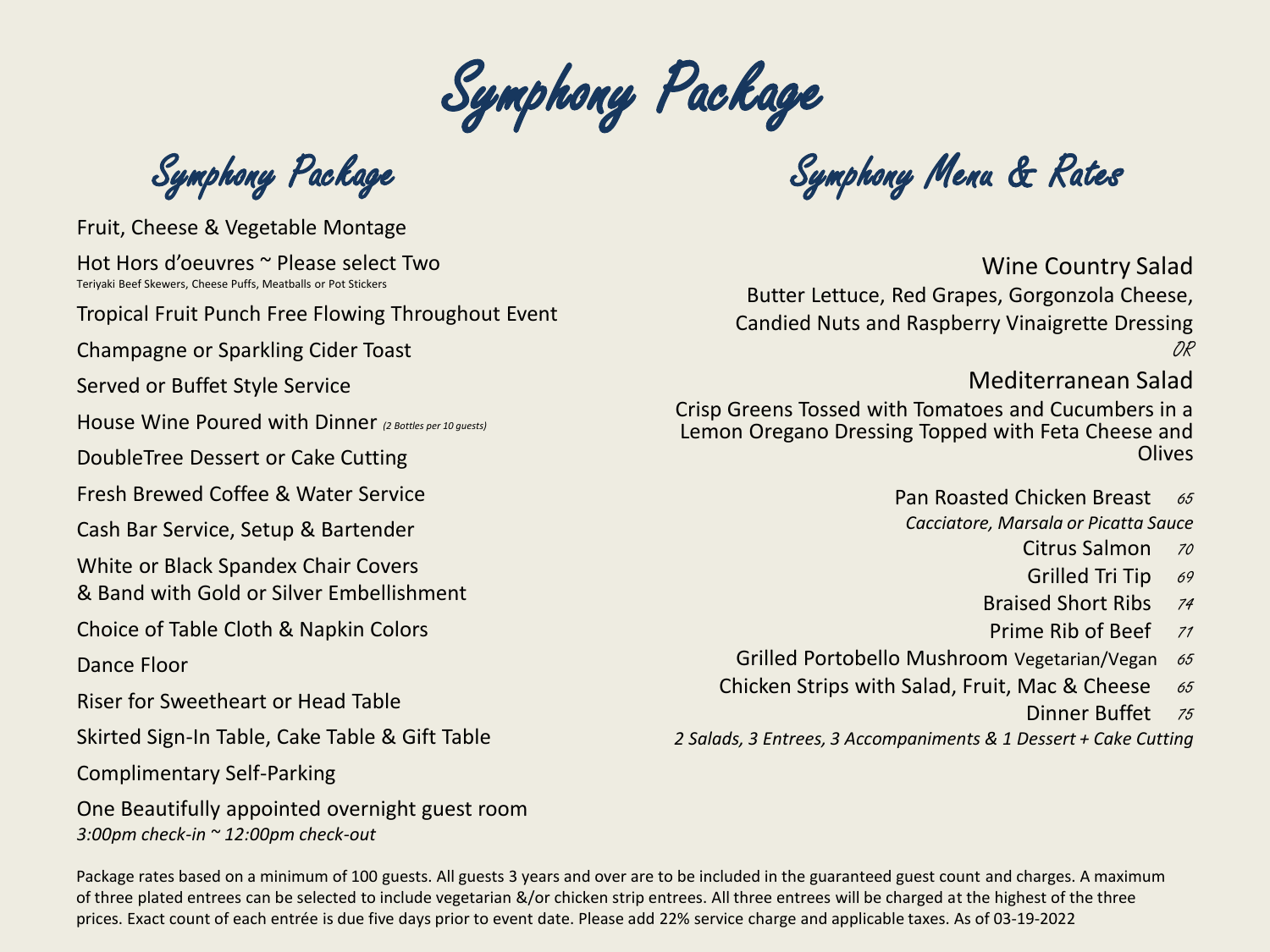# Symphony Package

## Symphony Package

Fruit, Cheese & Vegetable Montage

Hot Hors d'oeuvres ~ Please select Two
Teriyaki Beef Skewers, Cheese Puffs, Meatballs or Pot Stickers

Tropical Fruit Punch Free Flowing Throughout Event

Champagne or Sparkling Cider Toast

Served or Buffet Style Service

House Wine Poured with Dinner *(2 Bottles per 10 guests)*

DoubleTree Dessert or Cake Cutting

Fresh Brewed Coffee & Water Service

Cash Bar Service, Setup & Bartender

White or Black Spandex Chair Covers
& Band with Gold or Silver Embellishment

Choice of Table Cloth & Napkin Colors

Dance Floor

Riser for Sweetheart or Head Table

Skirted Sign-In Table, Cake Table & Gift Table

Complimentary Self-Parking

One Beautifully appointed overnight guest room
*3:00pm check-in ~ 12:00pm check-out*

## Symphony Menu & Rates

Wine Country Salad
Butter Lettuce, Red Grapes, Gorgonzola Cheese, Candied Nuts and Raspberry Vinaigrette Dressing

*OR*

Mediterranean Salad
Crisp Greens Tossed with Tomatoes and Cucumbers in a Lemon Oregano Dressing Topped with Feta Cheese and Olives

Pan Roasted Chicken Breast *65*
*Cacciatore, Marsala or Picatta Sauce*

Citrus Salmon *70*

Grilled Tri Tip *69*

Braised Short Ribs *74*

Prime Rib of Beef *71*

Grilled Portobello Mushroom Vegetarian/Vegan *65*

Chicken Strips with Salad, Fruit, Mac & Cheese *65*

Dinner Buffet *75*
*2 Salads, 3 Entrees, 3 Accompaniments & 1 Dessert + Cake Cutting*

Package rates based on a minimum of 100 guests. All guests 3 years and over are to be included in the guaranteed guest count and charges. A maximum of three plated entrees can be selected to include vegetarian &/or chicken strip entrees. All three entrees will be charged at the highest of the three prices. Exact count of each entrée is due five days prior to event date. Please add 22% service charge and applicable taxes. As of 03-19-2022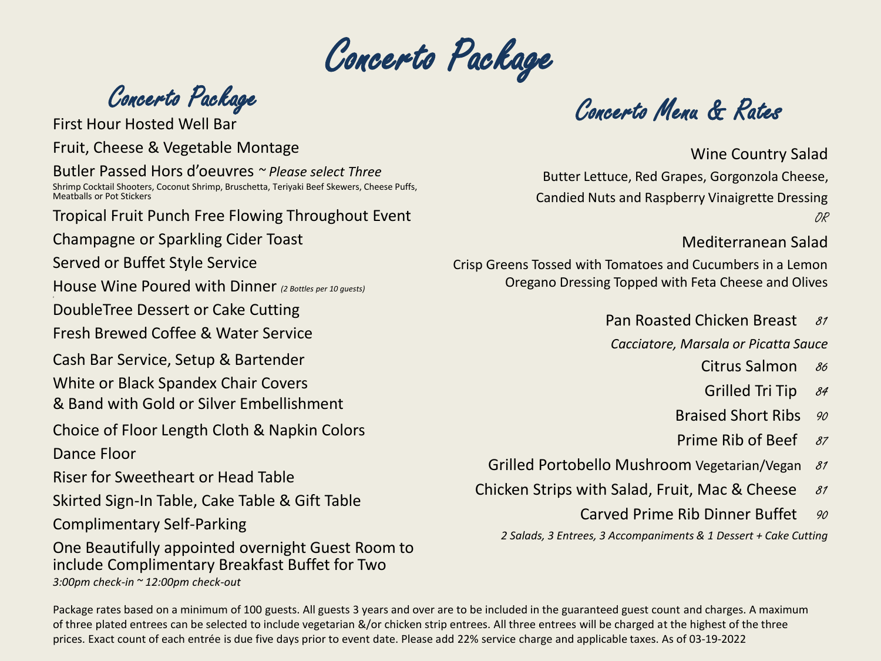# Concerto Package

## Concerto Package

First Hour Hosted Well Bar

Fruit, Cheese & Vegetable Montage

Butler Passed Hors d'oeuvres ~ *Please select Three*

Shrimp Cocktail Shooters, Coconut Shrimp, Bruschetta, Teriyaki Beef Skewers, Cheese Puffs, Meatballs or Pot Stickers

Tropical Fruit Punch Free Flowing Throughout Event

Champagne or Sparkling Cider Toast

Served or Buffet Style Service

House Wine Poured with Dinner *(2 Bottles per 10 guests)*

DoubleTree Dessert or Cake Cutting

Fresh Brewed Coffee & Water Service

Cash Bar Service, Setup & Bartender

White or Black Spandex Chair Covers
& Band with Gold or Silver Embellishment

Choice of Floor Length Cloth & Napkin Colors

Dance Floor

Riser for Sweetheart or Head Table

Skirted Sign-In Table, Cake Table & Gift Table

Complimentary Self-Parking

One Beautifully appointed overnight Guest Room to include Complimentary Breakfast Buffet for Two

*3:00pm check-in ~ 12:00pm check-out*

## Concerto Menu & Rates

Wine Country Salad

Butter Lettuce, Red Grapes, Gorgonzola Cheese, Candied Nuts and Raspberry Vinaigrette Dressing

*OR*

Mediterranean Salad

Crisp Greens Tossed with Tomatoes and Cucumbers in a Lemon Oregano Dressing Topped with Feta Cheese and Olives

Pan Roasted Chicken Breast *81*

*Cacciatore, Marsala or Picatta Sauce*

Citrus Salmon *86*

Grilled Tri Tip *84*

Braised Short Ribs *90*

Prime Rib of Beef *87*

Grilled Portobello Mushroom Vegetarian/Vegan *81*

Chicken Strips with Salad, Fruit, Mac & Cheese *81*

Carved Prime Rib Dinner Buffet *90*

*2 Salads, 3 Entrees, 3 Accompaniments & 1 Dessert + Cake Cutting*

Package rates based on a minimum of 100 guests. All guests 3 years and over are to be included in the guaranteed guest count and charges. A maximum of three plated entrees can be selected to include vegetarian &/or chicken strip entrees. All three entrees will be charged at the highest of the three prices. Exact count of each entrée is due five days prior to event date. Please add 22% service charge and applicable taxes. As of 03-19-2022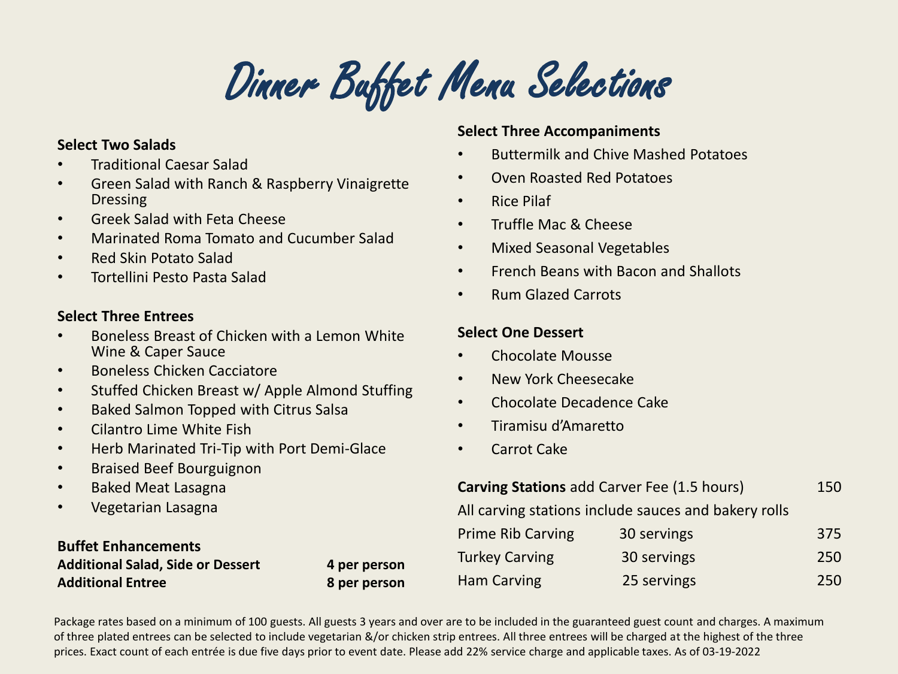# Dinner Buffet Menu Selections

**Select Two Salads**

- Traditional Caesar Salad
- Green Salad with Ranch & Raspberry Vinaigrette Dressing
- Greek Salad with Feta Cheese
- Marinated Roma Tomato and Cucumber Salad
- Red Skin Potato Salad
- Tortellini Pesto Pasta Salad

**Select Three Entrees**

- Boneless Breast of Chicken with a Lemon White Wine & Caper Sauce
- Boneless Chicken Cacciatore
- Stuffed Chicken Breast w/ Apple Almond Stuffing
- Baked Salmon Topped with Citrus Salsa
- Cilantro Lime White Fish
- Herb Marinated Tri-Tip with Port Demi-Glace
- Braised Beef Bourguignon
- Baked Meat Lasagna
- Vegetarian Lasagna

**Buffet Enhancements**

| | |
|---|---|
| **Additional Salad, Side or Dessert** | **4 per person** |
| **Additional Entree** | **8 per person** |

**Select Three Accompaniments**

- Buttermilk and Chive Mashed Potatoes
- Oven Roasted Red Potatoes
- Rice Pilaf
- Truffle Mac & Cheese
- Mixed Seasonal Vegetables
- French Beans with Bacon and Shallots
- Rum Glazed Carrots

**Select One Dessert**

- Chocolate Mousse
- New York Cheesecake
- Chocolate Decadence Cake
- Tiramisu d'Amaretto
- Carrot Cake

**Carving Stations** add Carver Fee (1.5 hours) 150

All carving stations include sauces and bakery rolls

| | | |
|---|---|---|
| Prime Rib Carving | 30 servings | 375 |
| Turkey Carving | 30 servings | 250 |
| Ham Carving | 25 servings | 250 |

Package rates based on a minimum of 100 guests. All guests 3 years and over are to be included in the guaranteed guest count and charges. A maximum of three plated entrees can be selected to include vegetarian &/or chicken strip entrees. All three entrees will be charged at the highest of the three prices. Exact count of each entrée is due five days prior to event date. Please add 22% service charge and applicable taxes. As of 03-19-2022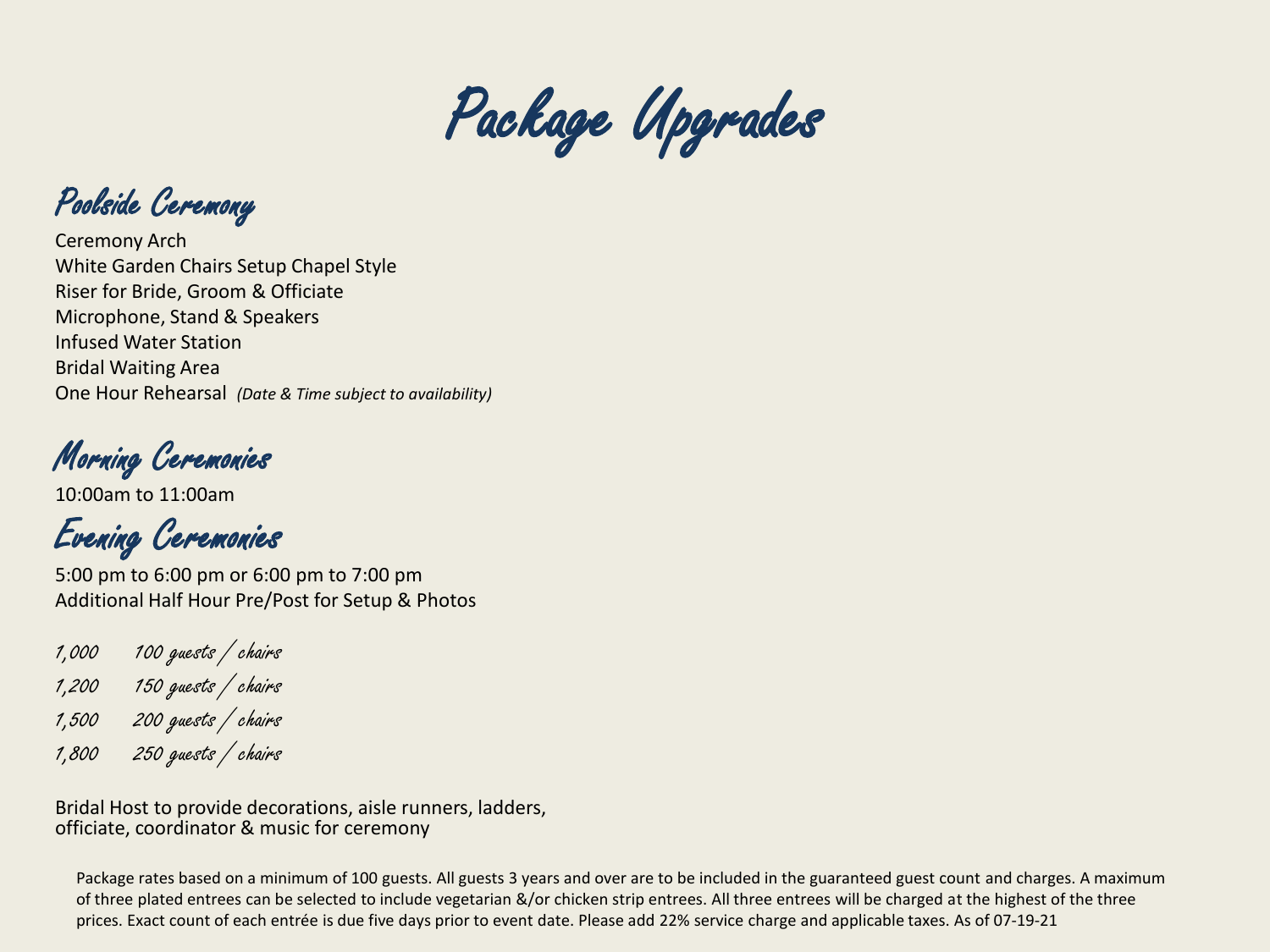# Package Upgrades

## Poolside Ceremony

Ceremony Arch
White Garden Chairs Setup Chapel Style
Riser for Bride, Groom & Officiate
Microphone, Stand & Speakers
Infused Water Station
Bridal Waiting Area
One Hour Rehearsal *(Date & Time subject to availability)*

## Morning Ceremonies

10:00am to 11:00am

## Evening Ceremonies

5:00 pm to 6:00 pm or 6:00 pm to 7:00 pm
Additional Half Hour Pre/Post for Setup & Photos

*1,000 100 guests / chairs*
*1,200 150 guests / chairs*
*1,500 200 guests / chairs*
*1,800 250 guests / chairs*

Bridal Host to provide decorations, aisle runners, ladders, officiate, coordinator & music for ceremony

Package rates based on a minimum of 100 guests. All guests 3 years and over are to be included in the guaranteed guest count and charges. A maximum of three plated entrees can be selected to include vegetarian &/or chicken strip entrees. All three entrees will be charged at the highest of the three prices. Exact count of each entrée is due five days prior to event date. Please add 22% service charge and applicable taxes. As of 07-19-21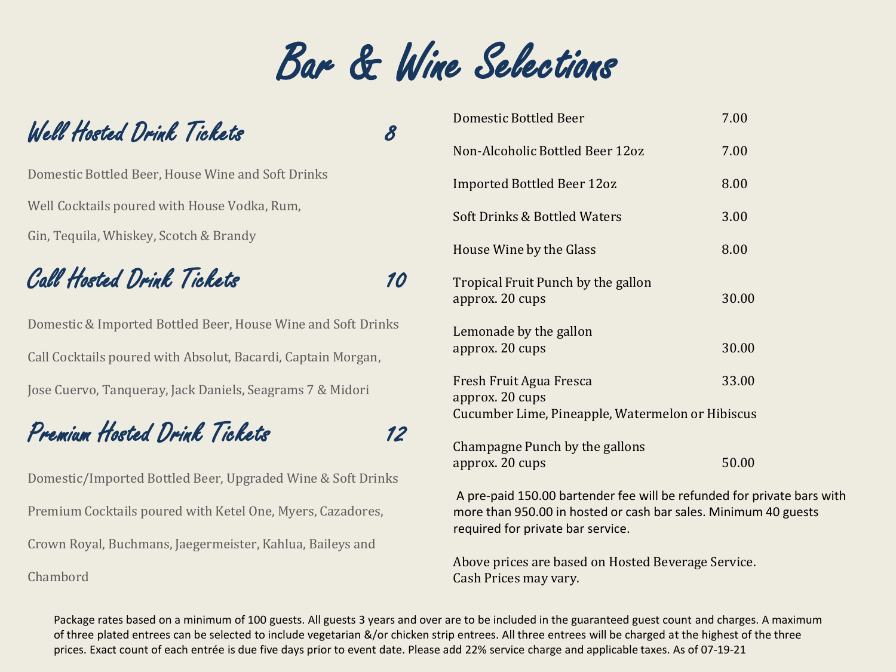# Bar & Wine Selections

## Well Hosted Drink Tickets 8

Domestic Bottled Beer, House Wine and Soft Drinks

Well Cocktails poured with House Vodka, Rum,

Gin, Tequila, Whiskey, Scotch & Brandy

## Call Hosted Drink Tickets 10

Domestic & Imported Bottled Beer, House Wine and Soft Drinks

Call Cocktails poured with Absolut, Bacardi, Captain Morgan,

Jose Cuervo, Tanqueray, Jack Daniels, Seagrams 7 & Midori

## Premium Hosted Drink Tickets 12

Domestic/Imported Bottled Beer, Upgraded Wine & Soft Drinks

Premium Cocktails poured with Ketel One, Myers, Cazadores,

Crown Royal, Buchmans, Jaegermeister, Kahlua, Baileys and

Chambord

| Item | Price |
|---|---|
| Domestic Bottled Beer | 7.00 |
| Non-Alcoholic Bottled Beer 12oz | 7.00 |
| Imported Bottled Beer 12oz | 8.00 |
| Soft Drinks & Bottled Waters | 3.00 |
| House Wine by the Glass | 8.00 |
| Tropical Fruit Punch by the gallon approx. 20 cups | 30.00 |
| Lemonade by the gallon approx. 20 cups | 30.00 |
| Fresh Fruit Agua Fresca approx. 20 cups Cucumber Lime, Pineapple, Watermelon or Hibiscus | 33.00 |
| Champagne Punch by the gallons approx. 20 cups | 50.00 |

A pre-paid 150.00 bartender fee will be refunded for private bars with more than 950.00 in hosted or cash bar sales. Minimum 40 guests required for private bar service.

Above prices are based on Hosted Beverage Service.
Cash Prices may vary.

Package rates based on a minimum of 100 guests. All guests 3 years and over are to be included in the guaranteed guest count and charges. A maximum of three plated entrees can be selected to include vegetarian &/or chicken strip entrees. All three entrees will be charged at the highest of the three prices. Exact count of each entrée is due five days prior to event date. Please add 22% service charge and applicable taxes. As of 07-19-21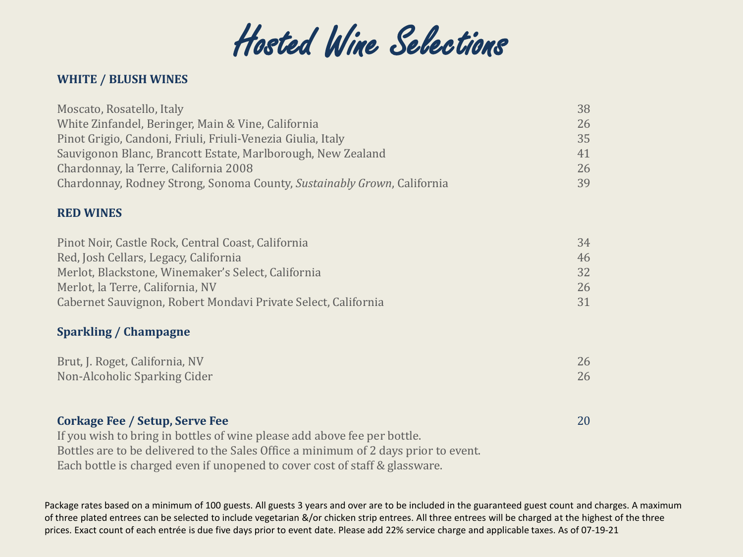# Hosted Wine Selections

## WHITE / BLUSH WINES

| | |
|---|---|
| Moscato, Rosatello, Italy | 38 |
| White Zinfandel, Beringer, Main & Vine, California | 26 |
| Pinot Grigio, Candoni, Friuli, Friuli-Venezia Giulia, Italy | 35 |
| Sauvigonon Blanc, Brancott Estate, Marlborough, New Zealand | 41 |
| Chardonnay, la Terre, California 2008 | 26 |
| Chardonnay, Rodney Strong, Sonoma County, *Sustainably Grown*, California | 39 |

## RED WINES

| | |
|---|---|
| Pinot Noir, Castle Rock, Central Coast, California | 34 |
| Red, Josh Cellars, Legacy, California | 46 |
| Merlot, Blackstone, Winemaker's Select, California | 32 |
| Merlot, la Terre, California, NV | 26 |
| Cabernet Sauvignon, Robert Mondavi Private Select, California | 31 |

## Sparkling / Champagne

| | |
|---|---|
| Brut, J. Roget, California, NV | 26 |
| Non-Alcoholic Sparking Cider | 26 |

## Corkage Fee / Setup, Serve Fee — 20

If you wish to bring in bottles of wine please add above fee per bottle.
Bottles are to be delivered to the Sales Office a minimum of 2 days prior to event.
Each bottle is charged even if unopened to cover cost of staff & glassware.

Package rates based on a minimum of 100 guests. All guests 3 years and over are to be included in the guaranteed guest count and charges. A maximum of three plated entrees can be selected to include vegetarian &/or chicken strip entrees. All three entrees will be charged at the highest of the three prices. Exact count of each entrée is due five days prior to event date. Please add 22% service charge and applicable taxes. As of 07-19-21